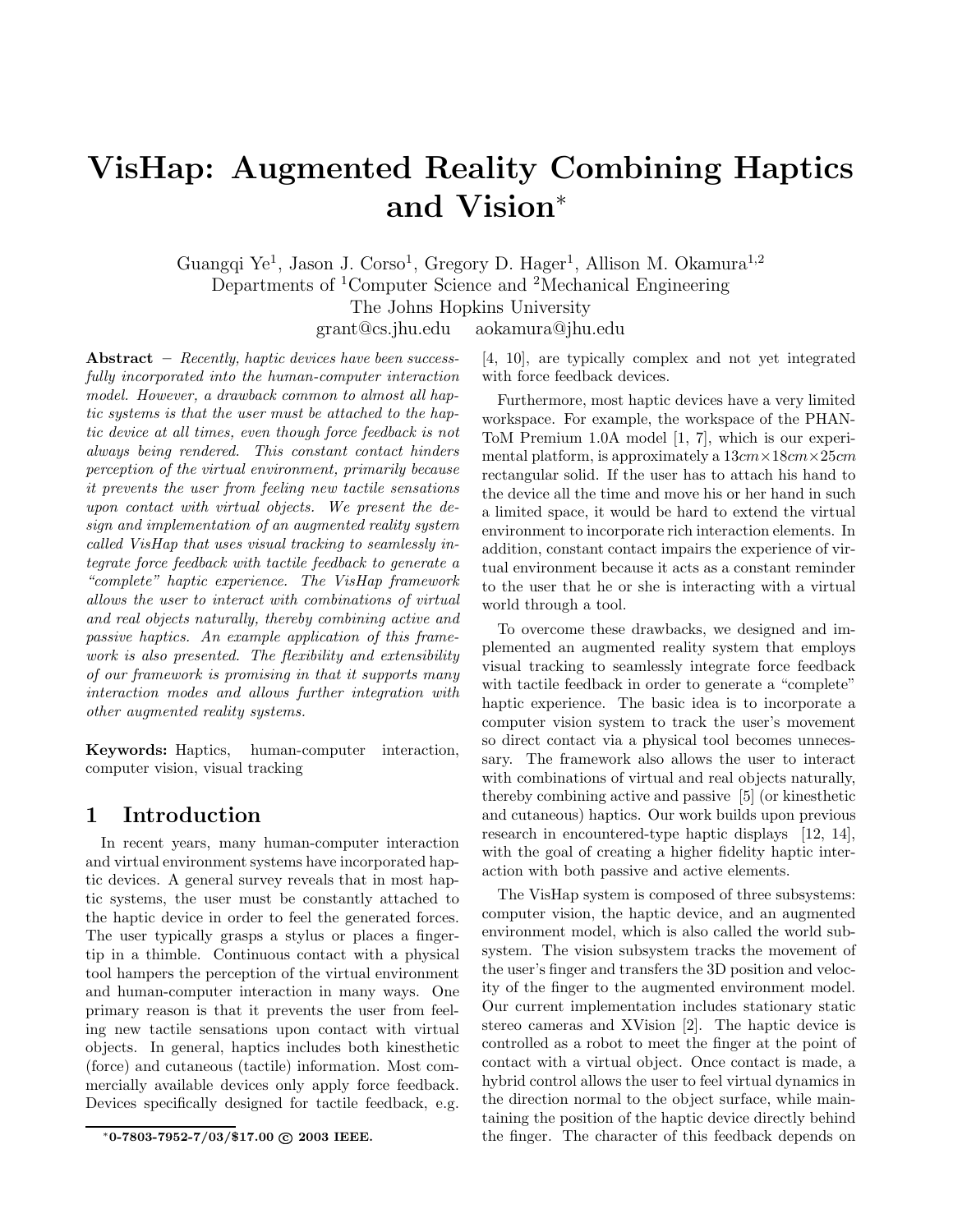# VisHap: Augmented Reality Combining Haptics and Vision*

Guangqi Ye[1], Jason J. Corso[1], Gregory D. Hager[1], Allison M. Okamura[1,2]
Departments of [1]Computer Science and [2]Mechanical Engineering
The Johns Hopkins University
grant@cs.jhu.edu aokamura@jhu.edu

**Abstract** – *Recently, haptic devices have been successfully incorporated into the human-computer interaction model. However, a drawback common to almost all haptic systems is that the user must be attached to the haptic device at all times, even though force feedback is not always being rendered. This constant contact hinders perception of the virtual environment, primarily because it prevents the user from feeling new tactile sensations upon contact with virtual objects. We present the design and implementation of an augmented reality system called VisHap that uses visual tracking to seamlessly integrate force feedback with tactile feedback to generate a "complete" haptic experience. The VisHap framework allows the user to interact with combinations of virtual and real objects naturally, thereby combining active and passive haptics. An example application of this framework is also presented. The flexibility and extensibility of our framework is promising in that it supports many interaction modes and allows further integration with other augmented reality systems.*

**Keywords:** Haptics, human-computer interaction, computer vision, visual tracking

## 1 Introduction

In recent years, many human-computer interaction and virtual environment systems have incorporated haptic devices. A general survey reveals that in most haptic systems, the user must be constantly attached to the haptic device in order to feel the generated forces. The user typically grasps a stylus or places a fingertip in a thimble. Continuous contact with a physical tool hampers the perception of the virtual environment and human-computer interaction in many ways. One primary reason is that it prevents the user from feeling new tactile sensations upon contact with virtual objects. In general, haptics includes both kinesthetic (force) and cutaneous (tactile) information. Most commercially available devices only apply force feedback. Devices specifically designed for tactile feedback, e.g. [4, 10], are typically complex and not yet integrated with force feedback devices.

Furthermore, most haptic devices have a very limited workspace. For example, the workspace of the PHANToM Premium 1.0A model [1, 7], which is our experimental platform, is approximately a $13cm \times 18cm \times 25cm$ rectangular solid. If the user has to attach his hand to the device all the time and move his or her hand in such a limited space, it would be hard to extend the virtual environment to incorporate rich interaction elements. In addition, constant contact impairs the experience of virtual environment because it acts as a constant reminder to the user that he or she is interacting with a virtual world through a tool.

To overcome these drawbacks, we designed and implemented an augmented reality system that employs visual tracking to seamlessly integrate force feedback with tactile feedback in order to generate a "complete" haptic experience. The basic idea is to incorporate a computer vision system to track the user's movement so direct contact via a physical tool becomes unnecessary. The framework also allows the user to interact with combinations of virtual and real objects naturally, thereby combining active and passive [5] (or kinesthetic and cutaneous) haptics. Our work builds upon previous research in encountered-type haptic displays [12, 14], with the goal of creating a higher fidelity haptic interaction with both passive and active elements.

The VisHap system is composed of three subsystems: computer vision, the haptic device, and an augmented environment model, which is also called the world subsystem. The vision subsystem tracks the movement of the user's finger and transfers the 3D position and velocity of the finger to the augmented environment model. Our current implementation includes stationary static stereo cameras and XVision [2]. The haptic device is controlled as a robot to meet the finger at the point of contact with a virtual object. Once contact is made, a hybrid control allows the user to feel virtual dynamics in the direction normal to the object surface, while maintaining the position of the haptic device directly behind the finger. The character of this feedback depends on

*0-7803-7952-7/03/$17.00 © 2003 IEEE.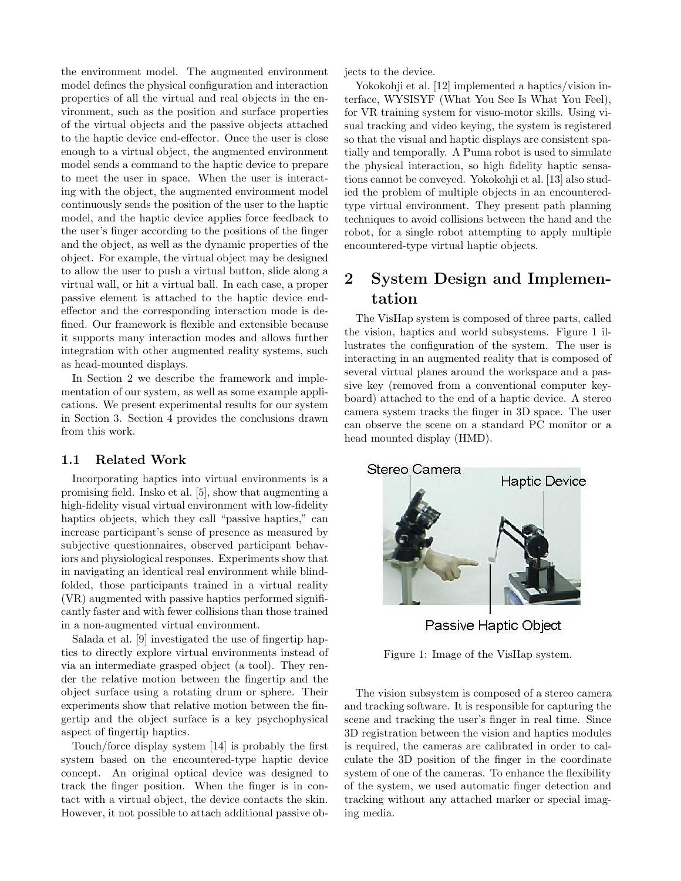the environment model. The augmented environment model defines the physical configuration and interaction properties of all the virtual and real objects in the environment, such as the position and surface properties of the virtual objects and the passive objects attached to the haptic device end-effector. Once the user is close enough to a virtual object, the augmented environment model sends a command to the haptic device to prepare to meet the user in space. When the user is interacting with the object, the augmented environment model continuously sends the position of the user to the haptic model, and the haptic device applies force feedback to the user's finger according to the positions of the finger and the object, as well as the dynamic properties of the object. For example, the virtual object may be designed to allow the user to push a virtual button, slide along a virtual wall, or hit a virtual ball. In each case, a proper passive element is attached to the haptic device end-effector and the corresponding interaction mode is defined. Our framework is flexible and extensible because it supports many interaction modes and allows further integration with other augmented reality systems, such as head-mounted displays.

In Section 2 we describe the framework and implementation of our system, as well as some example applications. We present experimental results for our system in Section 3. Section 4 provides the conclusions drawn from this work.

### 1.1 Related Work

Incorporating haptics into virtual environments is a promising field. Insko et al. [5], show that augmenting a high-fidelity visual virtual environment with low-fidelity haptics objects, which they call "passive haptics," can increase participant's sense of presence as measured by subjective questionnaires, observed participant behaviors and physiological responses. Experiments show that in navigating an identical real environment while blindfolded, those participants trained in a virtual reality (VR) augmented with passive haptics performed significantly faster and with fewer collisions than those trained in a non-augmented virtual environment.

Salada et al. [9] investigated the use of fingertip haptics to directly explore virtual environments instead of via an intermediate grasped object (a tool). They render the relative motion between the fingertip and the object surface using a rotating drum or sphere. Their experiments show that relative motion between the fingertip and the object surface is a key psychophysical aspect of fingertip haptics.

Touch/force display system [14] is probably the first system based on the encountered-type haptic device concept. An original optical device was designed to track the finger position. When the finger is in contact with a virtual object, the device contacts the skin. However, it not possible to attach additional passive objects to the device.

Yokokohji et al. [12] implemented a haptics/vision interface, WYSISYF (What You See Is What You Feel), for VR training system for visuo-motor skills. Using visual tracking and video keying, the system is registered so that the visual and haptic displays are consistent spatially and temporally. A Puma robot is used to simulate the physical interaction, so high fidelity haptic sensations cannot be conveyed. Yokokohji et al. [13] also studied the problem of multiple objects in an encountered-type virtual environment. They present path planning techniques to avoid collisions between the hand and the robot, for a single robot attempting to apply multiple encountered-type virtual haptic objects.

## 2 System Design and Implementation

The VisHap system is composed of three parts, called the vision, haptics and world subsystems. Figure 1 illustrates the configuration of the system. The user is interacting in an augmented reality that is composed of several virtual planes around the workspace and a passive key (removed from a conventional computer keyboard) attached to the end of a haptic device. A stereo camera system tracks the finger in 3D space. The user can observe the scene on a standard PC monitor or a head mounted display (HMD).

Stereo Camera

Haptic Device

Passive Haptic Object

Figure 1: Image of the VisHap system.

The vision subsystem is composed of a stereo camera and tracking software. It is responsible for capturing the scene and tracking the user's finger in real time. Since 3D registration between the vision and haptics modules is required, the cameras are calibrated in order to calculate the 3D position of the finger in the coordinate system of one of the cameras. To enhance the flexibility of the system, we used automatic finger detection and tracking without any attached marker or special imaging media.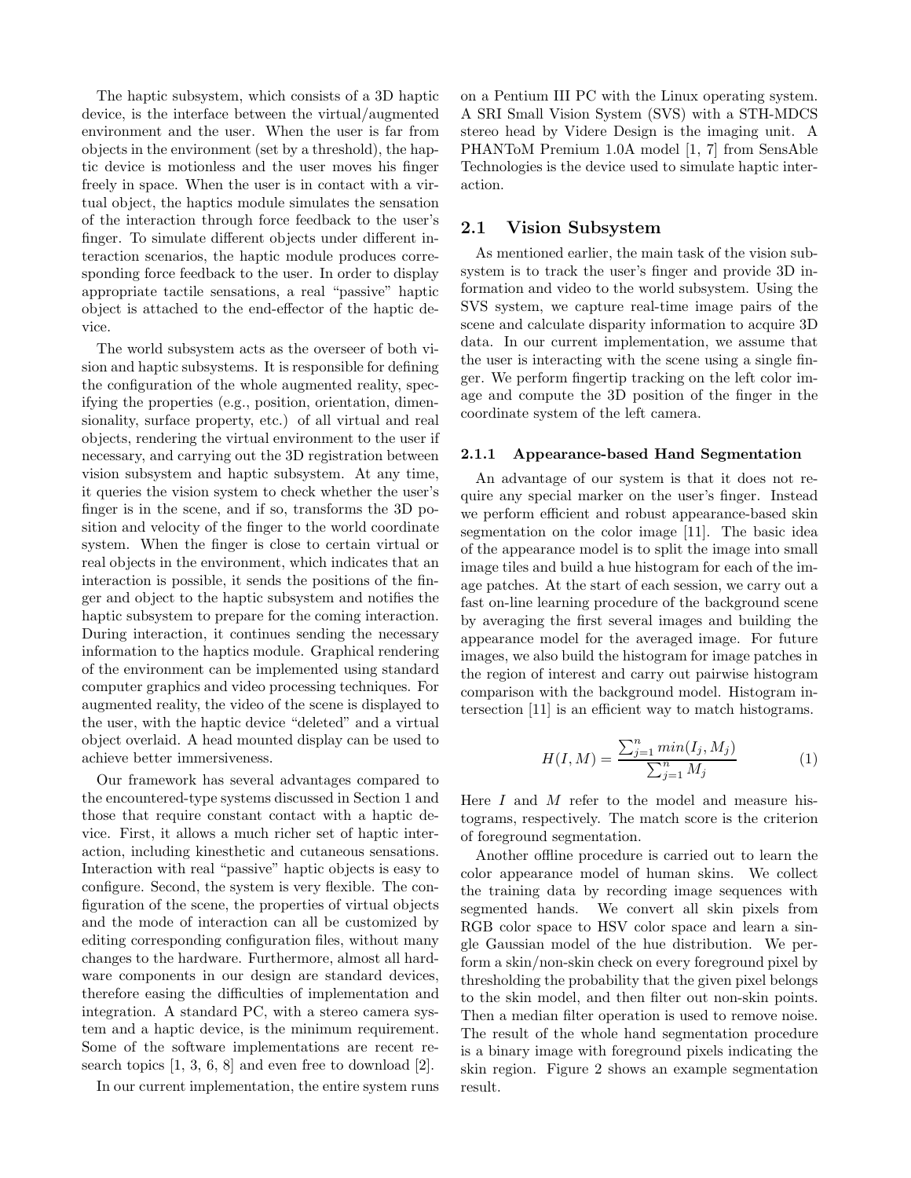The haptic subsystem, which consists of a 3D haptic device, is the interface between the virtual/augmented environment and the user. When the user is far from objects in the environment (set by a threshold), the haptic device is motionless and the user moves his finger freely in space. When the user is in contact with a virtual object, the haptics module simulates the sensation of the interaction through force feedback to the user's finger. To simulate different objects under different interaction scenarios, the haptic module produces corresponding force feedback to the user. In order to display appropriate tactile sensations, a real "passive" haptic object is attached to the end-effector of the haptic device.

The world subsystem acts as the overseer of both vision and haptic subsystems. It is responsible for defining the configuration of the whole augmented reality, specifying the properties (e.g., position, orientation, dimensionality, surface property, etc.) of all virtual and real objects, rendering the virtual environment to the user if necessary, and carrying out the 3D registration between vision subsystem and haptic subsystem. At any time, it queries the vision system to check whether the user's finger is in the scene, and if so, transforms the 3D position and velocity of the finger to the world coordinate system. When the finger is close to certain virtual or real objects in the environment, which indicates that an interaction is possible, it sends the positions of the finger and object to the haptic subsystem and notifies the haptic subsystem to prepare for the coming interaction. During interaction, it continues sending the necessary information to the haptics module. Graphical rendering of the environment can be implemented using standard computer graphics and video processing techniques. For augmented reality, the video of the scene is displayed to the user, with the haptic device "deleted" and a virtual object overlaid. A head mounted display can be used to achieve better immersiveness.

Our framework has several advantages compared to the encountered-type systems discussed in Section 1 and those that require constant contact with a haptic device. First, it allows a much richer set of haptic interaction, including kinesthetic and cutaneous sensations. Interaction with real "passive" haptic objects is easy to configure. Second, the system is very flexible. The configuration of the scene, the properties of virtual objects and the mode of interaction can all be customized by editing corresponding configuration files, without many changes to the hardware. Furthermore, almost all hardware components in our design are standard devices, therefore easing the difficulties of implementation and integration. A standard PC, with a stereo camera system and a haptic device, is the minimum requirement. Some of the software implementations are recent research topics [1, 3, 6, 8] and even free to download [2].

In our current implementation, the entire system runs on a Pentium III PC with the Linux operating system. A SRI Small Vision System (SVS) with a STH-MDCS stereo head by Videre Design is the imaging unit. A PHANToM Premium 1.0A model [1, 7] from SensAble Technologies is the device used to simulate haptic interaction.

## 2.1 Vision Subsystem

As mentioned earlier, the main task of the vision subsystem is to track the user's finger and provide 3D information and video to the world subsystem. Using the SVS system, we capture real-time image pairs of the scene and calculate disparity information to acquire 3D data. In our current implementation, we assume that the user is interacting with the scene using a single finger. We perform fingertip tracking on the left color image and compute the 3D position of the finger in the coordinate system of the left camera.

### 2.1.1 Appearance-based Hand Segmentation

An advantage of our system is that it does not require any special marker on the user's finger. Instead we perform efficient and robust appearance-based skin segmentation on the color image [11]. The basic idea of the appearance model is to split the image into small image tiles and build a hue histogram for each of the image patches. At the start of each session, we carry out a fast on-line learning procedure of the background scene by averaging the first several images and building the appearance model for the averaged image. For future images, we also build the histogram for image patches in the region of interest and carry out pairwise histogram comparison with the background model. Histogram intersection [11] is an efficient way to match histograms.

$$H(I, M) = \frac{\sum_{j=1}^{n} min(I_j, M_j)}{\sum_{j=1}^{n} M_j} \tag{1}$$

Here $I$ and $M$ refer to the model and measure histograms, respectively. The match score is the criterion of foreground segmentation.

Another offline procedure is carried out to learn the color appearance model of human skins. We collect the training data by recording image sequences with segmented hands. We convert all skin pixels from RGB color space to HSV color space and learn a single Gaussian model of the hue distribution. We perform a skin/non-skin check on every foreground pixel by thresholding the probability that the given pixel belongs to the skin model, and then filter out non-skin points. Then a median filter operation is used to remove noise. The result of the whole hand segmentation procedure is a binary image with foreground pixels indicating the skin region. Figure 2 shows an example segmentation result.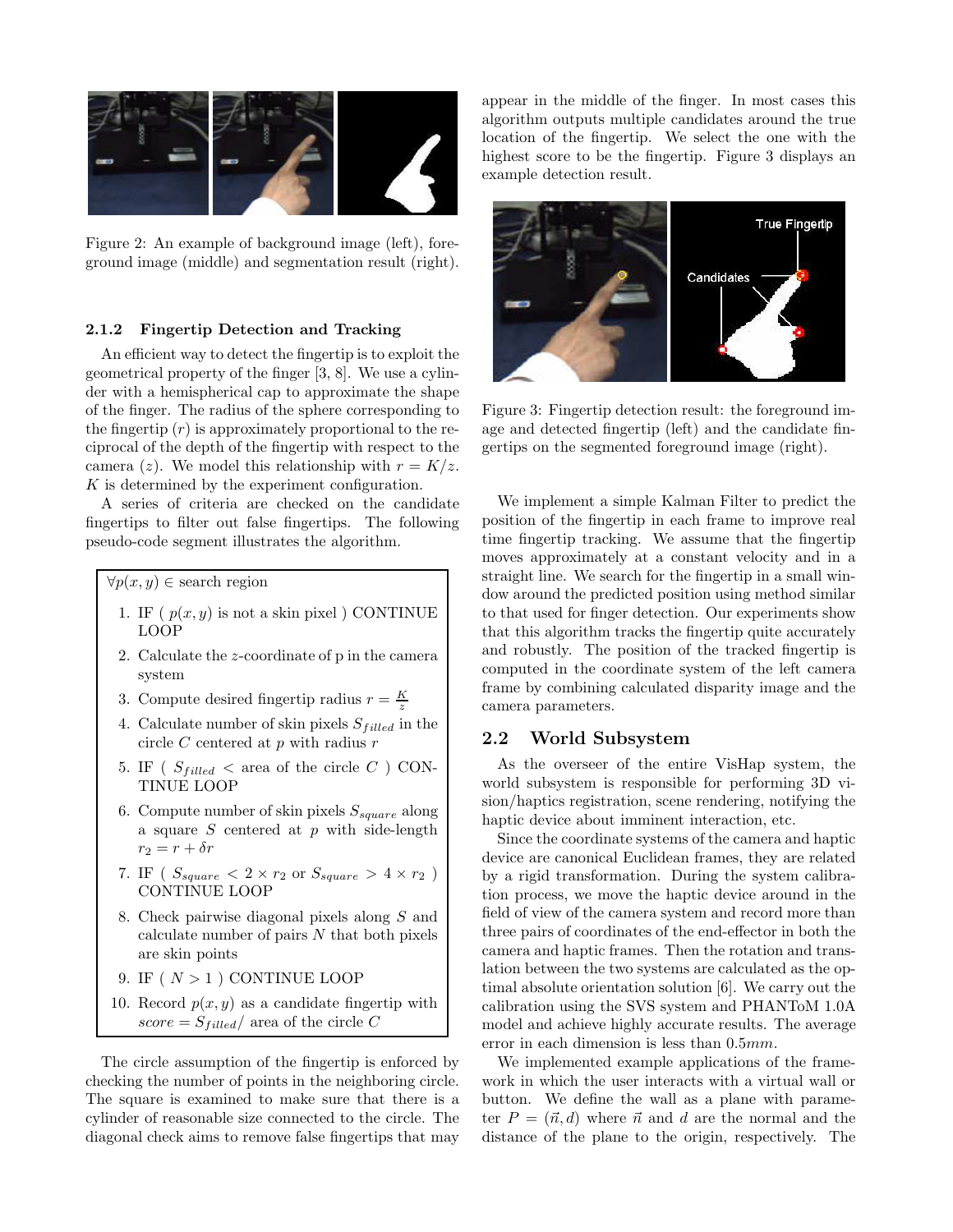Figure 2: An example of background image (left), foreground image (middle) and segmentation result (right).

### 2.1.2 Fingertip Detection and Tracking

An efficient way to detect the fingertip is to exploit the geometrical property of the finger [3, 8]. We use a cylinder with a hemispherical cap to approximate the shape of the finger. The radius of the sphere corresponding to the fingertip ($r$) is approximately proportional to the reciprocal of the depth of the fingertip with respect to the camera ($z$). We model this relationship with $r = K/z$. $K$ is determined by the experiment configuration.

A series of criteria are checked on the candidate fingertips to filter out false fingertips. The following pseudo-code segment illustrates the algorithm.

$\forall p(x, y) \in$ search region

1. IF ( $p(x, y)$ is not a skin pixel ) CONTINUE LOOP
2. Calculate the $z$-coordinate of p in the camera system
3. Compute desired fingertip radius $r = \frac{K}{z}$
4. Calculate number of skin pixels $S_{filled}$ in the circle $C$ centered at $p$ with radius $r$
5. IF ( $S_{filled}$ < area of the circle $C$ ) CONTINUE LOOP
6. Compute number of skin pixels $S_{square}$ along a square $S$ centered at $p$ with side-length $r_2 = r + \delta r$
7. IF ( $S_{square} < 2 \times r_2$ or $S_{square} > 4 \times r_2$ ) CONTINUE LOOP
8. Check pairwise diagonal pixels along $S$ and calculate number of pairs $N$ that both pixels are skin points
9. IF ( $N > 1$ ) CONTINUE LOOP
10. Record $p(x, y)$ as a candidate fingertip with $score = S_{filled}/$ area of the circle $C$

The circle assumption of the fingertip is enforced by checking the number of points in the neighboring circle. The square is examined to make sure that there is a cylinder of reasonable size connected to the circle. The diagonal check aims to remove false fingertips that may appear in the middle of the finger. In most cases this algorithm outputs multiple candidates around the true location of the fingertip. We select the one with the highest score to be the fingertip. Figure 3 displays an example detection result.

Figure 3: Fingertip detection result: the foreground image and detected fingertip (left) and the candidate fingertips on the segmented foreground image (right).

We implement a simple Kalman Filter to predict the position of the fingertip in each frame to improve real time fingertip tracking. We assume that the fingertip moves approximately at a constant velocity and in a straight line. We search for the fingertip in a small window around the predicted position using method similar to that used for finger detection. Our experiments show that this algorithm tracks the fingertip quite accurately and robustly. The position of the tracked fingertip is computed in the coordinate system of the left camera frame by combining calculated disparity image and the camera parameters.

## 2.2 World Subsystem

As the overseer of the entire VisHap system, the world subsystem is responsible for performing 3D vision/haptics registration, scene rendering, notifying the haptic device about imminent interaction, etc.

Since the coordinate systems of the camera and haptic device are canonical Euclidean frames, they are related by a rigid transformation. During the system calibration process, we move the haptic device around in the field of view of the camera system and record more than three pairs of coordinates of the end-effector in both the camera and haptic frames. Then the rotation and translation between the two systems are calculated as the optimal absolute orientation solution [6]. We carry out the calibration using the SVS system and PHANToM 1.0A model and achieve highly accurate results. The average error in each dimension is less than $0.5mm$.

We implemented example applications of the framework in which the user interacts with a virtual wall or button. We define the wall as a plane with parameter $P = (\vec{n}, d)$ where $\vec{n}$ and $d$ are the normal and the distance of the plane to the origin, respectively. The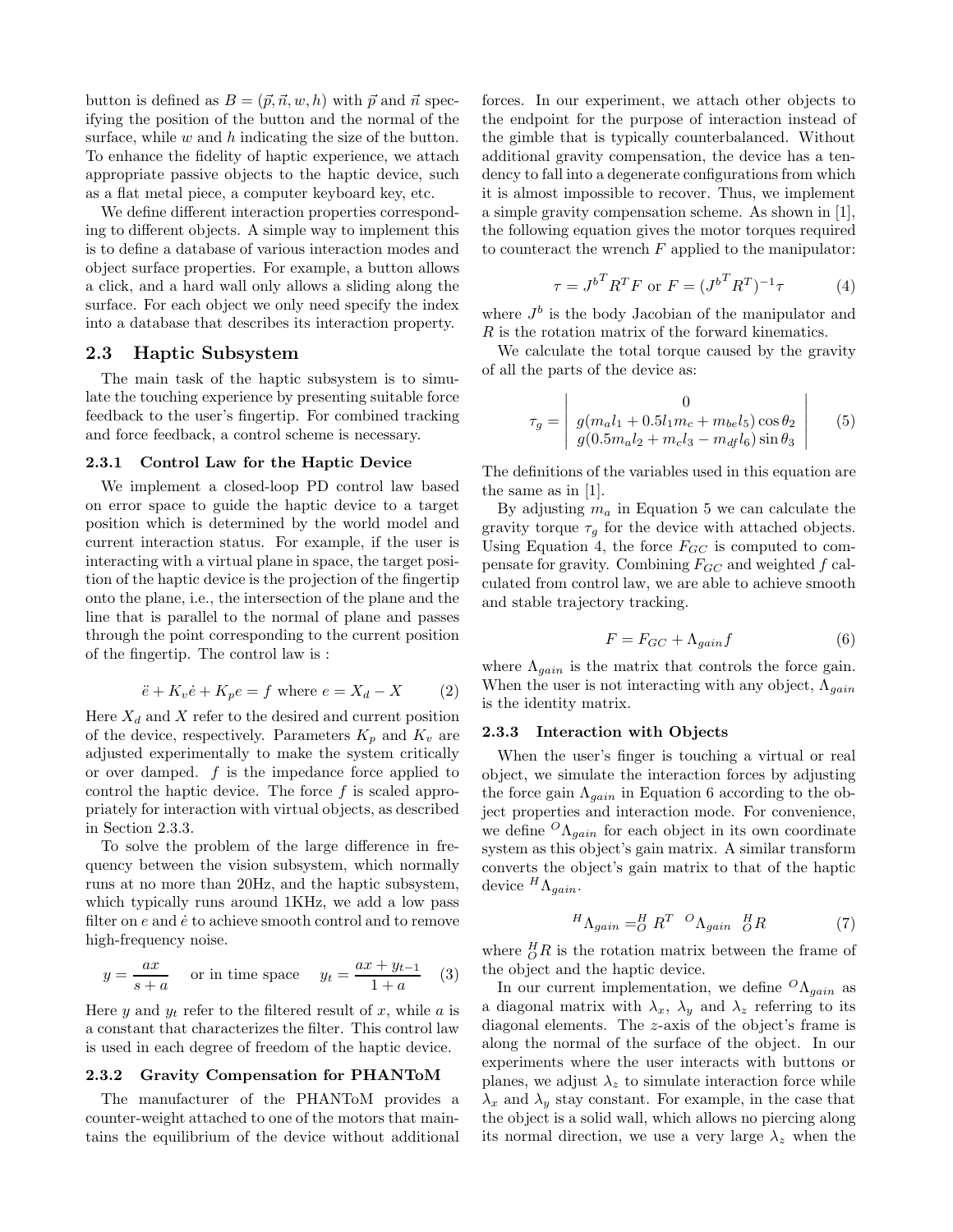button is defined as $B = (\vec{p}, \vec{n}, w, h)$ with $\vec{p}$ and $\vec{n}$ specifying the position of the button and the normal of the surface, while $w$ and $h$ indicating the size of the button. To enhance the fidelity of haptic experience, we attach appropriate passive objects to the haptic device, such as a flat metal piece, a computer keyboard key, etc.

We define different interaction properties corresponding to different objects. A simple way to implement this is to define a database of various interaction modes and object surface properties. For example, a button allows a click, and a hard wall only allows a sliding along the surface. For each object we only need specify the index into a database that describes its interaction property.

## 2.3 Haptic Subsystem

The main task of the haptic subsystem is to simulate the touching experience by presenting suitable force feedback to the user's fingertip. For combined tracking and force feedback, a control scheme is necessary.

### 2.3.1 Control Law for the Haptic Device

We implement a closed-loop PD control law based on error space to guide the haptic device to a target position which is determined by the world model and current interaction status. For example, if the user is interacting with a virtual plane in space, the target position of the haptic device is the projection of the fingertip onto the plane, i.e., the intersection of the plane and the line that is parallel to the normal of plane and passes through the point corresponding to the current position of the fingertip. The control law is :

$$\ddot{e} + K_v \dot{e} + K_p e = f \text{ where } e = X_d - X \tag{2}$$

Here $X_d$ and $X$ refer to the desired and current position of the device, respectively. Parameters $K_p$ and $K_v$ are adjusted experimentally to make the system critically or over damped. $f$ is the impedance force applied to control the haptic device. The force $f$ is scaled appropriately for interaction with virtual objects, as described in Section 2.3.3.

To solve the problem of the large difference in frequency between the vision subsystem, which normally runs at no more than 20Hz, and the haptic subsystem, which typically runs around 1KHz, we add a low pass filter on $e$ and $\dot{e}$ to achieve smooth control and to remove high-frequency noise.

$$y = \frac{ax}{s+a} \quad \text{or in time space} \quad y_t = \frac{ax + y_{t-1}}{1+a} \tag{3}$$

Here $y$ and $y_t$ refer to the filtered result of $x$, while $a$ is a constant that characterizes the filter. This control law is used in each degree of freedom of the haptic device.

### 2.3.2 Gravity Compensation for PHANToM

The manufacturer of the PHANToM provides a counter-weight attached to one of the motors that maintains the equilibrium of the device without additional forces. In our experiment, we attach other objects to the endpoint for the purpose of interaction instead of the gimble that is typically counterbalanced. Without additional gravity compensation, the device has a tendency to fall into a degenerate configurations from which it is almost impossible to recover. Thus, we implement a simple gravity compensation scheme. As shown in [1], the following equation gives the motor torques required to counteract the wrench $F$ applied to the manipulator:

$$\tau = {J^b}^T R^T F \text{ or } F = ({J^b}^T R^T)^{-1} \tau \tag{4}$$

where $J^b$ is the body Jacobian of the manipulator and $R$ is the rotation matrix of the forward kinematics.

We calculate the total torque caused by the gravity of all the parts of the device as:

$$\tau_g = \begin{vmatrix} 0 \\ g(m_a l_1 + 0.5 l_1 m_c + m_{be} l_5)\cos\theta_2 \\ g(0.5 m_a l_2 + m_c l_3 - m_{df} l_6)\sin\theta_3 \end{vmatrix} \tag{5}$$

The definitions of the variables used in this equation are the same as in [1].

By adjusting $m_a$ in Equation 5 we can calculate the gravity torque $\tau_g$ for the device with attached objects. Using Equation 4, the force $F_{GC}$ is computed to compensate for gravity. Combining $F_{GC}$ and weighted $f$ calculated from control law, we are able to achieve smooth and stable trajectory tracking.

$$F = F_{GC} + \Lambda_{gain} f \tag{6}$$

where $\Lambda_{gain}$ is the matrix that controls the force gain. When the user is not interacting with any object, $\Lambda_{gain}$ is the identity matrix.

### 2.3.3 Interaction with Objects

When the user's finger is touching a virtual or real object, we simulate the interaction forces by adjusting the force gain $\Lambda_{gain}$ in Equation 6 according to the object properties and interaction mode. For convenience, we define ${}^{O}\Lambda_{gain}$ for each object in its own coordinate system as this object's gain matrix. A similar transform converts the object's gain matrix to that of the haptic device ${}^{H}\Lambda_{gain}$.

$${}^{H}\Lambda_{gain} = {}^{H}_{O}R^T \; {}^{O}\Lambda_{gain} \; {}^{H}_{O}R \tag{7}$$

where ${}^{H}_{O}R$ is the rotation matrix between the frame of the object and the haptic device.

In our current implementation, we define ${}^{O}\Lambda_{gain}$ as a diagonal matrix with $\lambda_x$, $\lambda_y$ and $\lambda_z$ referring to its diagonal elements. The $z$-axis of the object's frame is along the normal of the surface of the object. In our experiments where the user interacts with buttons or planes, we adjust $\lambda_z$ to simulate interaction force while $\lambda_x$ and $\lambda_y$ stay constant. For example, in the case that the object is a solid wall, which allows no piercing along its normal direction, we use a very large $\lambda_z$ when the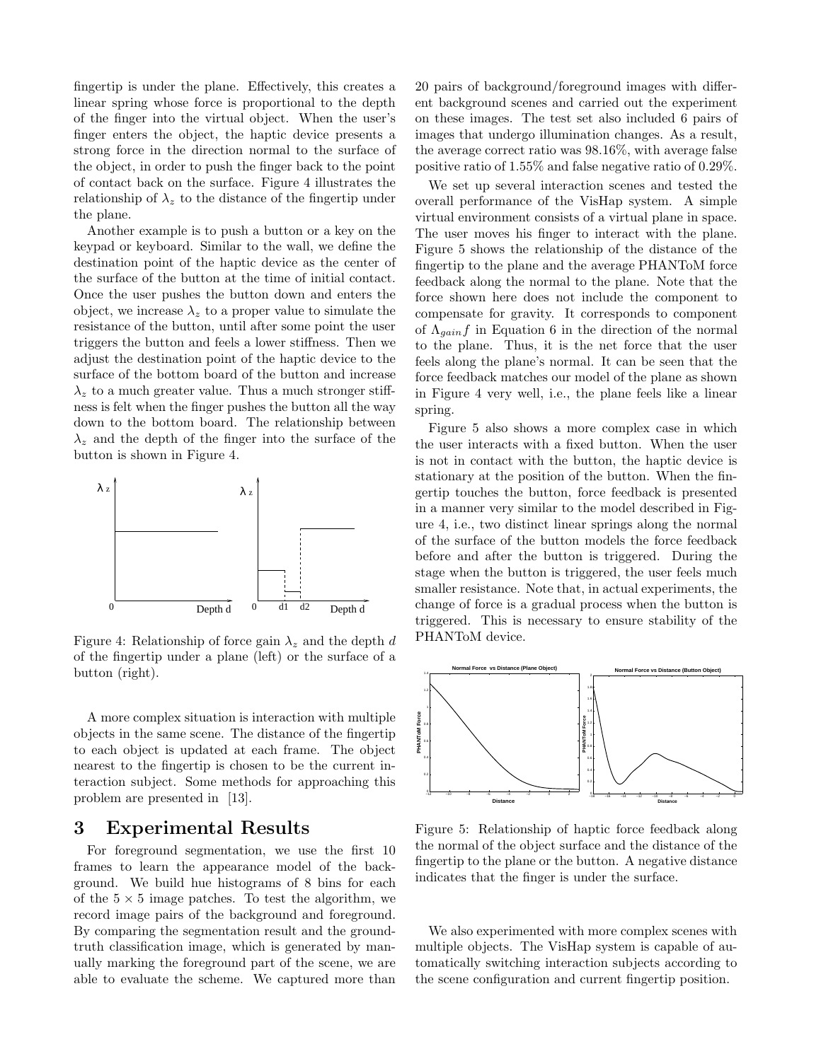fingertip is under the plane. Effectively, this creates a linear spring whose force is proportional to the depth of the finger into the virtual object. When the user's finger enters the object, the haptic device presents a strong force in the direction normal to the surface of the object, in order to push the finger back to the point of contact back on the surface. Figure 4 illustrates the relationship of $\lambda_z$ to the distance of the fingertip under the plane.

Another example is to push a button or a key on the keypad or keyboard. Similar to the wall, we define the destination point of the haptic device as the center of the surface of the button at the time of initial contact. Once the user pushes the button down and enters the object, we increase $\lambda_z$ to a proper value to simulate the resistance of the button, until after some point the user triggers the button and feels a lower stiffness. Then we adjust the destination point of the haptic device to the surface of the bottom board of the button and increase $\lambda_z$ to a much greater value. Thus a much stronger stiffness is felt when the finger pushes the button all the way down to the bottom board. The relationship between $\lambda_z$ and the depth of the finger into the surface of the button is shown in Figure 4.

Figure 4: Relationship of force gain $\lambda_z$ and the depth $d$ of the fingertip under a plane (left) or the surface of a button (right).

A more complex situation is interaction with multiple objects in the same scene. The distance of the fingertip to each object is updated at each frame. The object nearest to the fingertip is chosen to be the current interaction subject. Some methods for approaching this problem are presented in [13].

## 3 Experimental Results

For foreground segmentation, we use the first 10 frames to learn the appearance model of the background. We build hue histograms of 8 bins for each of the $5 \times 5$ image patches. To test the algorithm, we record image pairs of the background and foreground. By comparing the segmentation result and the ground-truth classification image, which is generated by manually marking the foreground part of the scene, we are able to evaluate the scheme. We captured more than 20 pairs of background/foreground images with different background scenes and carried out the experiment on these images. The test set also included 6 pairs of images that undergo illumination changes. As a result, the average correct ratio was 98.16%, with average false positive ratio of 1.55% and false negative ratio of 0.29%.

We set up several interaction scenes and tested the overall performance of the VisHap system. A simple virtual environment consists of a virtual plane in space. The user moves his finger to interact with the plane. Figure 5 shows the relationship of the distance of the fingertip to the plane and the average PHANToM force feedback along the normal to the plane. Note that the force shown here does not include the component to compensate for gravity. It corresponds to component of $\Lambda_{gain} f$ in Equation 6 in the direction of the normal to the plane. Thus, it is the net force that the user feels along the plane's normal. It can be seen that the force feedback matches our model of the plane as shown in Figure 4 very well, i.e., the plane feels like a linear spring.

Figure 5 also shows a more complex case in which the user interacts with a fixed button. When the user is not in contact with the button, the haptic device is stationary at the position of the button. When the fingertip touches the button, force feedback is presented in a manner very similar to the model described in Figure 4, i.e., two distinct linear springs along the normal of the surface of the button models the force feedback before and after the button is triggered. During the stage when the button is triggered, the user feels much smaller resistance. Note that, in actual experiments, the change of force is a gradual process when the button is triggered. This is necessary to ensure stability of the PHANToM device.

Figure 5: Relationship of haptic force feedback along the normal of the object surface and the distance of the fingertip to the plane or the button. A negative distance indicates that the finger is under the surface.

We also experimented with more complex scenes with multiple objects. The VisHap system is capable of automatically switching interaction subjects according to the scene configuration and current fingertip position.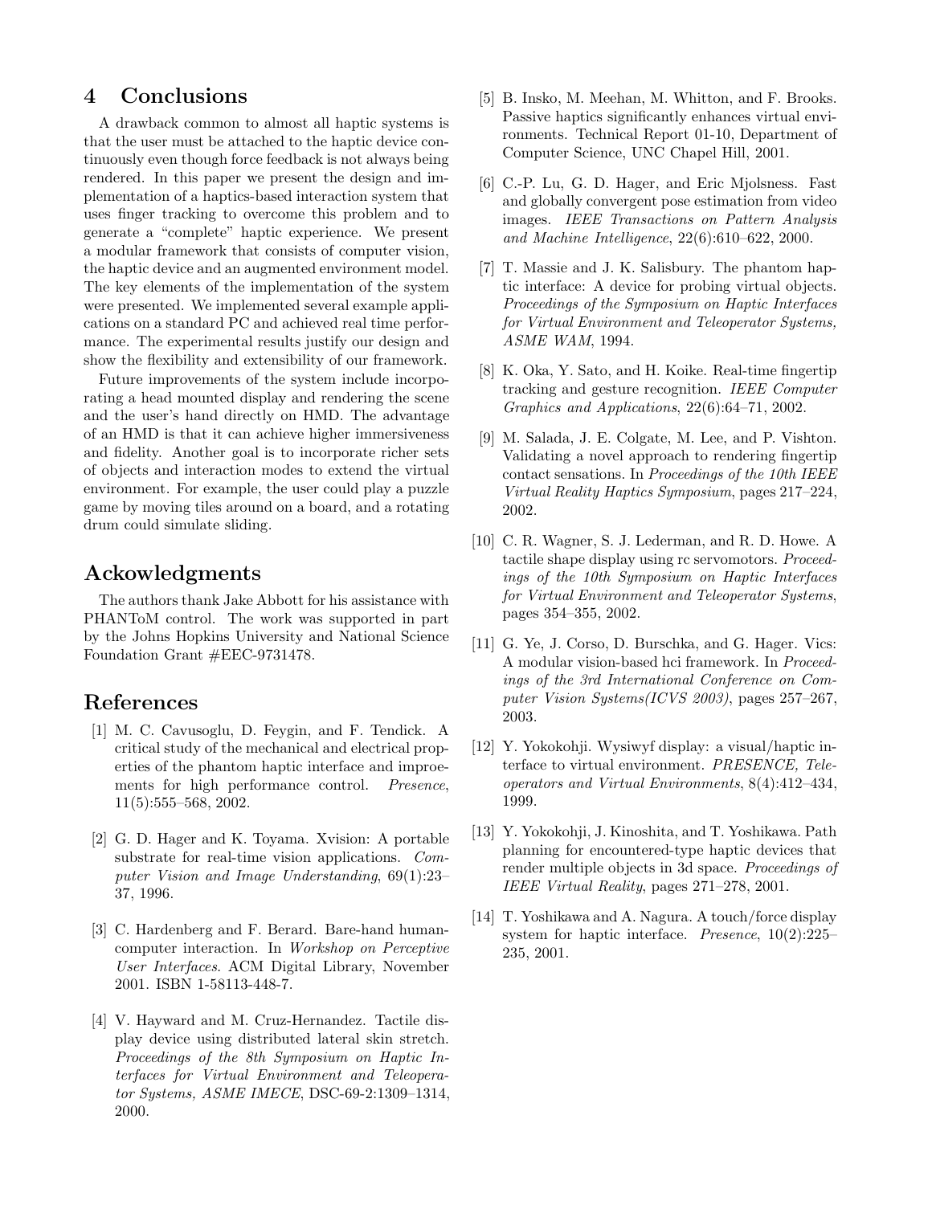## 4 Conclusions

A drawback common to almost all haptic systems is that the user must be attached to the haptic device continuously even though force feedback is not always being rendered. In this paper we present the design and implementation of a haptics-based interaction system that uses finger tracking to overcome this problem and to generate a "complete" haptic experience. We present a modular framework that consists of computer vision, the haptic device and an augmented environment model. The key elements of the implementation of the system were presented. We implemented several example applications on a standard PC and achieved real time performance. The experimental results justify our design and show the flexibility and extensibility of our framework.

Future improvements of the system include incorporating a head mounted display and rendering the scene and the user's hand directly on HMD. The advantage of an HMD is that it can achieve higher immersiveness and fidelity. Another goal is to incorporate richer sets of objects and interaction modes to extend the virtual environment. For example, the user could play a puzzle game by moving tiles around on a board, and a rotating drum could simulate sliding.

## Ackowledgments

The authors thank Jake Abbott for his assistance with PHANToM control. The work was supported in part by the Johns Hopkins University and National Science Foundation Grant #EEC-9731478.

## References

[1] M. C. Cavusoglu, D. Feygin, and F. Tendick. A critical study of the mechanical and electrical properties of the phantom haptic interface and improements for high performance control. *Presence*, 11(5):555–568, 2002.

[2] G. D. Hager and K. Toyama. Xvision: A portable substrate for real-time vision applications. *Computer Vision and Image Understanding*, 69(1):23–37, 1996.

[3] C. Hardenberg and F. Berard. Bare-hand human-computer interaction. In *Workshop on Perceptive User Interfaces*. ACM Digital Library, November 2001. ISBN 1-58113-448-7.

[4] V. Hayward and M. Cruz-Hernandez. Tactile display device using distributed lateral skin stretch. *Proceedings of the 8th Symposium on Haptic Interfaces for Virtual Environment and Teleoperator Systems, ASME IMECE*, DSC-69-2:1309–1314, 2000.

[5] B. Insko, M. Meehan, M. Whitton, and F. Brooks. Passive haptics significantly enhances virtual environments. Technical Report 01-10, Department of Computer Science, UNC Chapel Hill, 2001.

[6] C.-P. Lu, G. D. Hager, and Eric Mjolsness. Fast and globally convergent pose estimation from video images. *IEEE Transactions on Pattern Analysis and Machine Intelligence*, 22(6):610–622, 2000.

[7] T. Massie and J. K. Salisbury. The phantom haptic interface: A device for probing virtual objects. *Proceedings of the Symposium on Haptic Interfaces for Virtual Environment and Teleoperator Systems, ASME WAM*, 1994.

[8] K. Oka, Y. Sato, and H. Koike. Real-time fingertip tracking and gesture recognition. *IEEE Computer Graphics and Applications*, 22(6):64–71, 2002.

[9] M. Salada, J. E. Colgate, M. Lee, and P. Vishton. Validating a novel approach to rendering fingertip contact sensations. In *Proceedings of the 10th IEEE Virtual Reality Haptics Symposium*, pages 217–224, 2002.

[10] C. R. Wagner, S. J. Lederman, and R. D. Howe. A tactile shape display using rc servomotors. *Proceedings of the 10th Symposium on Haptic Interfaces for Virtual Environment and Teleoperator Systems*, pages 354–355, 2002.

[11] G. Ye, J. Corso, D. Burschka, and G. Hager. Vics: A modular vision-based hci framework. In *Proceedings of the 3rd International Conference on Computer Vision Systems(ICVS 2003)*, pages 257–267, 2003.

[12] Y. Yokokohji. Wysiwyf display: a visual/haptic interface to virtual environment. *PRESENCE, Teleoperators and Virtual Environments*, 8(4):412–434, 1999.

[13] Y. Yokokohji, J. Kinoshita, and T. Yoshikawa. Path planning for encountered-type haptic devices that render multiple objects in 3d space. *Proceedings of IEEE Virtual Reality*, pages 271–278, 2001.

[14] T. Yoshikawa and A. Nagura. A touch/force display system for haptic interface. *Presence*, 10(2):225–235, 2001.